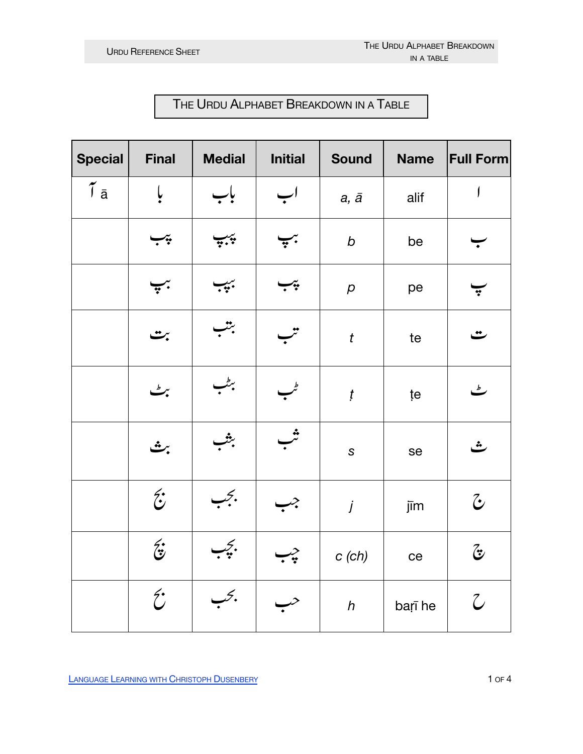# The Urdu Alphabet Breakdown in a Table

| Special | Final | Medial | Initial | Sound | Name | Full Form |
|---|---|---|---|---|---|---|
| آ ā | با | باب | اب | *a, ā* | alif | ا |
| | بب | ببب | بب | *b* | be | ب |
| | بپ | بپب | پب | *p* | pe | پ |
| | بت | بتب | تب | *t* | te | ت |
| | بٹ | بٹب | ٹب | *ṭ* | ṭe | ٹ |
| | بث | بثب | ثب | *s* | se | ث |
| | بج | بجب | جب | *j* | jīm | ج |
| | بچ | بچب | چب | *c (ch)* | ce | چ |
| | بح | بحب | حب | *h* | baṛī he | ح |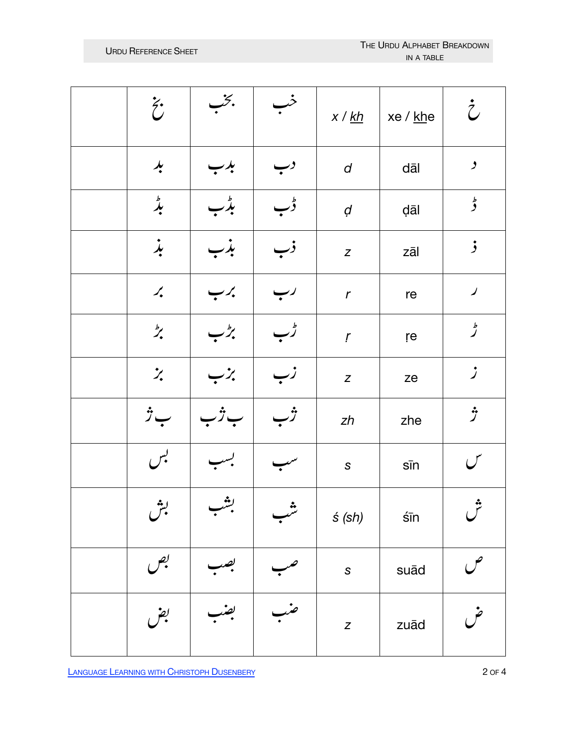| | | | | | | |
|---|---|---|---|---|---|---|
| | بخ | بخب | خب | x / <u>kh</u> | xe / <u>kh</u>e | خ |
| | بد | بدب | دب | d | dāl | د |
| | بڈ | بڈب | ڈب | ḍ | ḍāl | ڈ |
| | بذ | بذب | ذب | z | zāl | ذ |
| | بر | برب | رب | r | re | ر |
| | بڑ | بڑب | ڑب | ṛ | ṛe | ڑ |
| | بز | بزب | زب | z | ze | ز |
| | ب ژ | ب ژب | ژب | zh | zhe | ژ |
| | بس | بسب | سب | s | sīn | س |
| | بش | بشب | شب | ś (sh) | śīn | ش |
| | بص | بصب | صب | s | suād | ص |
| | بض | بضب | ضب | z | zuād | ض |

[Language Learning with Christoph Dusenbery]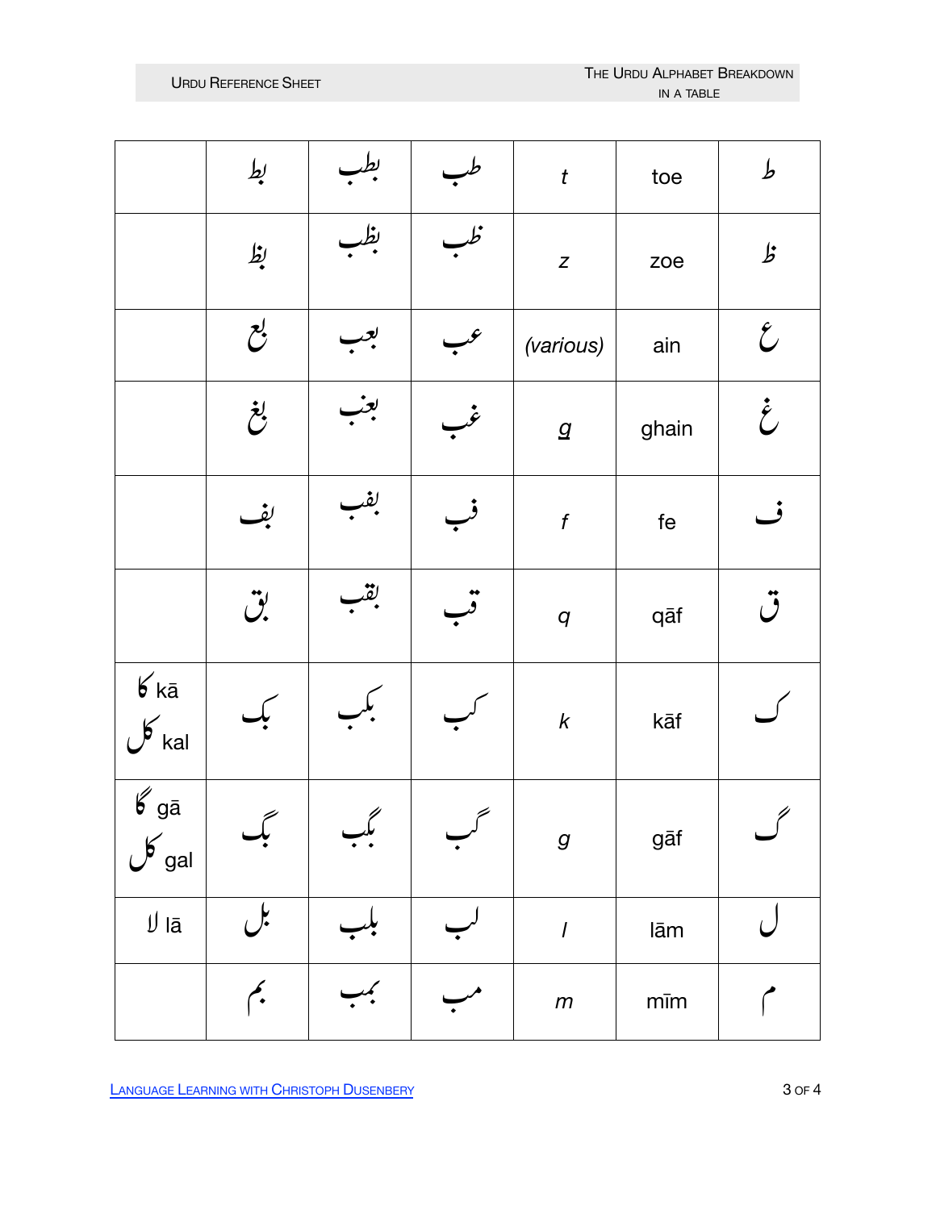| | | | | | | |
|---|---|---|---|---|---|---|
| | بط | بطب | طب | *t* | toe | ط |
| | بظ | بظب | ظب | *z* | zoe | ظ |
| | بع | بعب | عب | *(various)* | ain | ع |
| | بغ | بغب | غب | *g* | ghain | غ |
| | بف | بفب | فب | *f* | fe | ف |
| | بق | بقب | قب | *q* | qāf | ق |
| کا kā<br>کل kal | بک | بکب | کب | *k* | kāf | ک |
| گا gā<br>گل gal | بگ | بگب | گب | *g* | gāf | گ |
| لا lā | بل | بلب | لب | *l* | lām | ل |
| | بم | بمب | مب | *m* | mīm | م |

[Language Learning with Christoph Dusenbery]()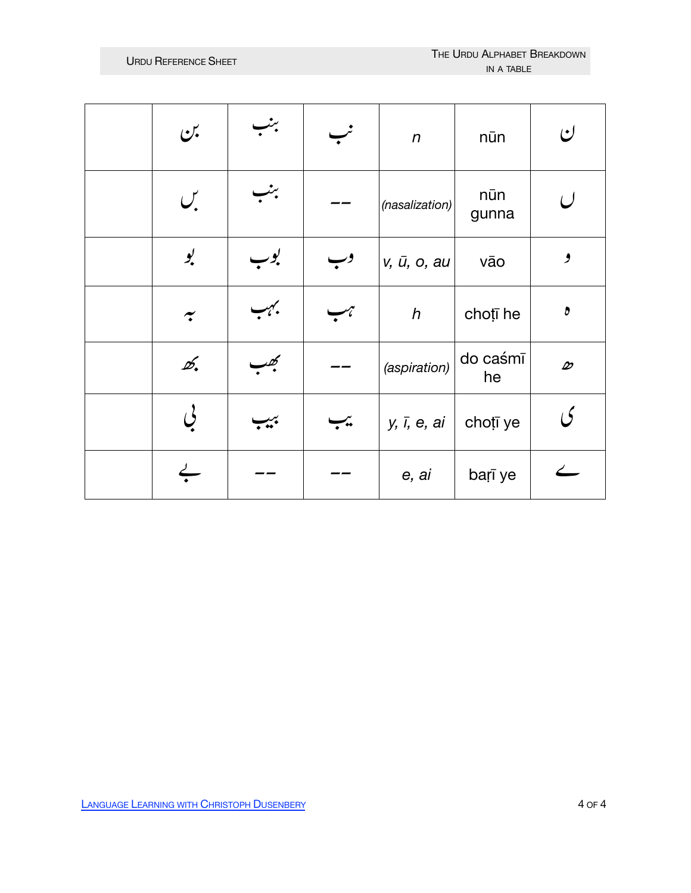| | | | | | | |
|---|---|---|---|---|---|---|
| | بن | بنب | نب | *n* | nūn | ن |
| | بں | بنب | -- | *(nasalization)* | nūn gunna | ں |
| | بو | بوب | وب | *v, ū, o, au* | vāo | و |
| | بہ | بہب | ہب | *h* | choṭī he | ہ |
| | بھ | بھب | -- | *(aspiration)* | do caśmī he | ھ |
| | بی | بیب | یب | *y, ī, e, ai* | choṭī ye | ی |
| | بے | -- | -- | *e, ai* | baṛī ye | ے |